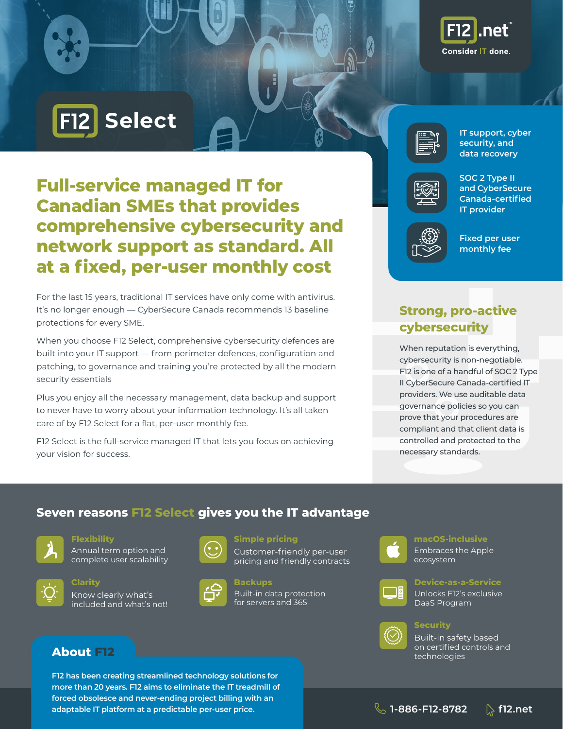F12.net™

Consider IT done.

# F12 Select

## Full-service managed IT for Canadian SMEs that provides comprehensive cybersecurity and network support as standard. All at a fixed, per-user monthly cost

For the last 15 years, traditional IT services have only come with antivirus. It's no longer enough — CyberSecure Canada recommends 13 baseline protections for every SME.

When you choose F12 Select, comprehensive cybersecurity defences are built into your IT support — from perimeter defences, configuration and patching, to governance and training you're protected by all the modern security essentials

Plus you enjoy all the necessary management, data backup and support to never have to worry about your information technology. It's all taken care of by F12 Select for a flat, per-user monthly fee.

F12 Select is the full-service managed IT that lets you focus on achieving your vision for success.

- IT support, cyber security, and data recovery
- SOC 2 Type II and CyberSecure Canada-certified IT provider
- Fixed per user monthly fee

## Strong, pro-active cybersecurity

When reputation is everything, cybersecurity is non-negotiable. F12 is one of a handful of SOC 2 Type II CyberSecure Canada-certified IT providers. We use auditable data governance policies so you can prove that your procedures are compliant and that client data is controlled and protected to the necessary standards.

## Seven reasons F12 Select gives you the IT advantage

**Flexibility**
Annual term option and complete user scalability

**Simple pricing**
Customer-friendly per-user pricing and friendly contracts

**macOS-inclusive**
Embraces the Apple ecosystem

**Clarity**
Know clearly what's included and what's not!

**Backups**
Built-in data protection for servers and 365

**Device-as-a-Service**
Unlocks F12's exclusive DaaS Program

**Security**
Built-in safety based on certified controls and technologies

## About F12

**F12 has been creating streamlined technology solutions for more than 20 years. F12 aims to eliminate the IT treadmill of forced obsolescence and never-ending project billing with an adaptable IT platform at a predictable per-user price.**

1-886-F12-8782 f12.net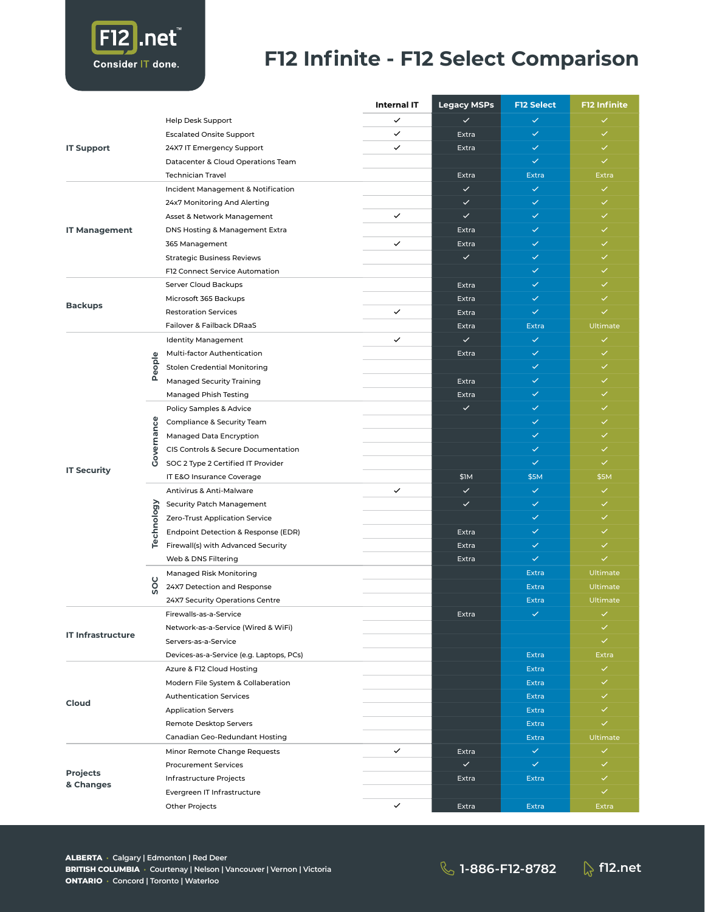# F12 Infinite - F12 Select Comparison

| | | | Internal IT | Legacy MSPs | F12 Select | F12 Infinite |
|---|---|---|---|---|---|---|
| IT Support | | Help Desk Support | ✓ | ✓ | ✓ | ✓ |
| | | Escalated Onsite Support | ✓ | Extra | ✓ | ✓ |
| | | 24X7 IT Emergency Support | ✓ | Extra | ✓ | ✓ |
| | | Datacenter & Cloud Operations Team | | | ✓ | ✓ |
| | | Technician Travel | | Extra | Extra | Extra |
| IT Management | | Incident Management & Notification | | ✓ | ✓ | ✓ |
| | | 24x7 Monitoring And Alerting | | ✓ | ✓ | ✓ |
| | | Asset & Network Management | ✓ | ✓ | ✓ | ✓ |
| | | DNS Hosting & Management Extra | | Extra | ✓ | ✓ |
| | | 365 Management | ✓ | Extra | ✓ | ✓ |
| | | Strategic Business Reviews | | ✓ | ✓ | ✓ |
| | | F12 Connect Service Automation | | | ✓ | ✓ |
| Backups | | Server Cloud Backups | | Extra | ✓ | ✓ |
| | | Microsoft 365 Backups | | Extra | ✓ | ✓ |
| | | Restoration Services | ✓ | Extra | ✓ | ✓ |
| | | Failover & Failback DRaaS | | Extra | Extra | Ultimate |
| IT Security | People | Identity Management | ✓ | ✓ | ✓ | ✓ |
| | | Multi-factor Authentication | | Extra | ✓ | ✓ |
| | | Stolen Credential Monitoring | | | ✓ | ✓ |
| | | Managed Security Training | | Extra | ✓ | ✓ |
| | | Managed Phish Testing | | Extra | ✓ | ✓ |
| | Governance | Policy Samples & Advice | | ✓ | ✓ | ✓ |
| | | Compliance & Security Team | | | ✓ | ✓ |
| | | Managed Data Encryption | | | ✓ | ✓ |
| | | CIS Controls & Secure Documentation | | | ✓ | ✓ |
| | | SOC 2 Type 2 Certified IT Provider | | | ✓ | ✓ |
| | | IT E&O Insurance Coverage | | $1M | $5M | $5M |
| | Technology | Antivirus & Anti-Malware | ✓ | ✓ | ✓ | ✓ |
| | | Security Patch Management | | ✓ | ✓ | ✓ |
| | | Zero-Trust Application Service | | | ✓ | ✓ |
| | | Endpoint Detection & Response (EDR) | | Extra | ✓ | ✓ |
| | | Firewall(s) with Advanced Security | | Extra | ✓ | ✓ |
| | | Web & DNS Filtering | | Extra | ✓ | ✓ |
| | SOC | Managed Risk Monitoring | | | Extra | Ultimate |
| | | 24X7 Detection and Response | | | Extra | Ultimate |
| | | 24X7 Security Operations Centre | | | Extra | Ultimate |
| IT Infrastructure | | Firewalls-as-a-Service | | Extra | ✓ | ✓ |
| | | Network-as-a-Service (Wired & WiFi) | | | | ✓ |
| | | Servers-as-a-Service | | | | ✓ |
| | | Devices-as-a-Service (e.g. Laptops, PCs) | | | Extra | Extra |
| Cloud | | Azure & F12 Cloud Hosting | | | Extra | ✓ |
| | | Modern File System & Collaboration | | | Extra | ✓ |
| | | Authentication Services | | | Extra | ✓ |
| | | Application Servers | | | Extra | ✓ |
| | | Remote Desktop Servers | | | Extra | ✓ |
| | | Canadian Geo-Redundant Hosting | | | Extra | Ultimate |
| Projects & Changes | | Minor Remote Change Requests | ✓ | Extra | ✓ | ✓ |
| | | Procurement Services | | ✓ | ✓ | ✓ |
| | | Infrastructure Projects | | Extra | Extra | ✓ |
| | | Evergreen IT Infrastructure | | | | ✓ |
| | | Other Projects | ✓ | Extra | Extra | Extra |

**ALBERTA** · Calgary | Edmonton | Red Deer
**BRITISH COLUMBIA** · Courtenay | Nelson | Vancouver | Vernon | Victoria
**ONTARIO** · Concord | Toronto | Waterloo

1-886-F12-8782

f12.net